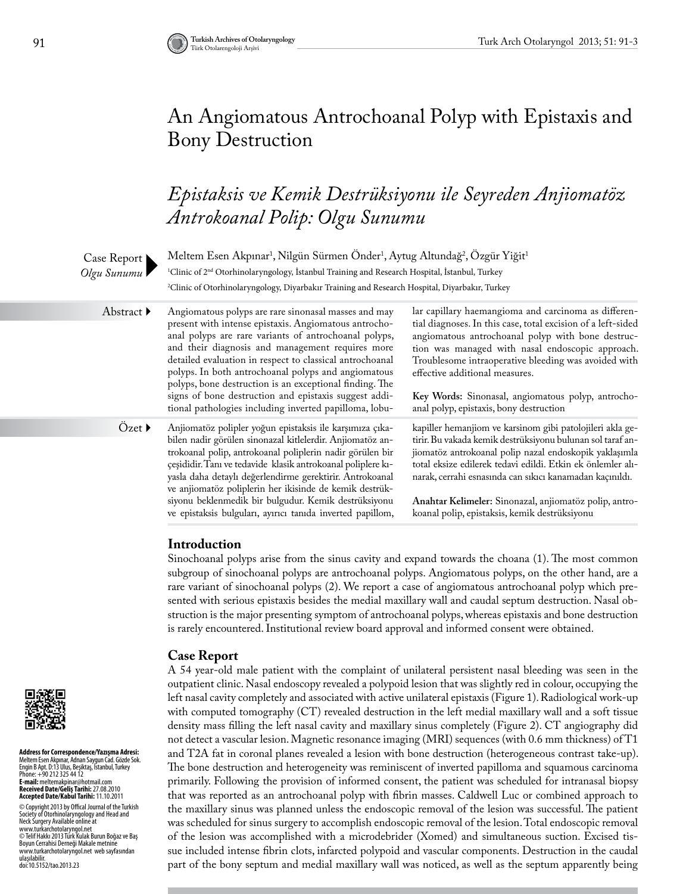# An Angiomatous Antrochoanal Polyp with Epistaxis and Bony Destruction

## *Epistaksis ve Kemik Destrüksiyonu ile Seyreden Anjiomatöz Antrokoanal Polip: Olgu Sunumu*

Case Report
*Olgu Sunumu*

Meltem Esen Akpınar[1], Nilgün Sürmen Önder[1], Aytug Altundağ[2], Özgür Yiğit[1]

[1]Clinic of 2nd Otorhinolaryngology, İstanbul Training and Research Hospital, İstanbul, Turkey

[2]Clinic of Otorhinolaryngology, Diyarbakır Training and Research Hospital, Diyarbakır, Turkey

**Abstract**

Angiomatous polyps are rare sinonasal masses and may present with intense epistaxis. Angiomatous antrochoanal polyps are rare variants of antrochoanal polyps, and their diagnosis and management requires more detailed evaluation in respect to classical antrochoanal polyps. In both antrochoanal polyps and angiomatous polyps, bone destruction is an exceptional finding. The signs of bone destruction and epistaxis suggest additional pathologies including inverted papilloma, lobular capillary haemangioma and carcinoma as differential diagnoses. In this case, total excision of a left-sided angiomatous antrochoanal polyp with bone destruction was managed with nasal endoscopic approach. Troublesome intraoperative bleeding was avoided with effective additional measures.

**Key Words:** Sinonasal, angiomatous polyp, antrochoanal polyp, epistaxis, bony destruction

**Özet**

Anjiomatöz polipler yoğun epistaksis ile karşımıza çıkabilen nadir görülen sinonazal kitlelerdir. Anjiomatöz antrokoanal polip, antrokoanal poliplerin nadir görülen bir çeşididir. Tanı ve tedavide klasik antrokoanal poliplere kıyasla daha detaylı değerlendirme gerektirir. Antrokoanal ve anjiomatöz poliplerin her ikisinde de kemik destrüksiyonu beklenmedik bir bulgudur. Kemik destrüksiyonu ve epistaksis bulguları, ayırıcı tanıda inverted papillom, kapiller hemanjiom ve karsinom gibi patolojileri akla getirir. Bu vakada kemik destrüksiyonu bulunan sol taraf anjiomatöz antrokoanal polip nazal endoskopik yaklaşımla total eksize edilerek tedavi edildi. Etkin ek önlemler alınarak, cerrahi esnasında can sıkıcı kanamadan kaçınıldı.

**Anahtar Kelimeler:** Sinonazal, anjiomatöz polip, antrokoanal polip, epistaksis, kemik destrüksiyonu

## Introduction

Sinochoanal polyps arise from the sinus cavity and expand towards the choana (1). The most common subgroup of sinochoanal polyps are antrochoanal polyps. Angiomatous polyps, on the other hand, are a rare variant of sinochoanal polyps (2). We report a case of angiomatous antrochoanal polyp which presented with serious epistaxis besides the medial maxillary wall and caudal septum destruction. Nasal obstruction is the major presenting symptom of antrochoanal polyps, whereas epistaxis and bone destruction is rarely encountered. Institutional review board approval and informed consent were obtained.

## Case Report

A 54 year-old male patient with the complaint of unilateral persistent nasal bleeding was seen in the outpatient clinic. Nasal endoscopy revealed a polypoid lesion that was slightly red in colour, occupying the left nasal cavity completely and associated with active unilateral epistaxis (Figure 1). Radiological work-up with computed tomography (CT) revealed destruction in the left medial maxillary wall and a soft tissue density mass filling the left nasal cavity and maxillary sinus completely (Figure 2). CT angiography did not detect a vascular lesion. Magnetic resonance imaging (MRI) sequences (with 0.6 mm thickness) of T1 and T2A fat in coronal planes revealed a lesion with bone destruction (heterogeneous contrast take-up). The bone destruction and heterogeneity was reminiscent of inverted papilloma and squamous carcinoma primarily. Following the provision of informed consent, the patient was scheduled for intranasal biopsy that was reported as an antrochoanal polyp with fibrin masses. Caldwell Luc or combined approach to the maxillary sinus was planned unless the endoscopic removal of the lesion was successful. The patient was scheduled for sinus surgery to accomplish endoscopic removal of the lesion. Total endoscopic removal of the lesion was accomplished with a microdebrider (Xomed) and simultaneous suction. Excised tissue included intense fibrin clots, infarcted polypoid and vascular components. Destruction in the caudal part of the bony septum and medial maxillary wall was noticed, as well as the septum apparently being

**Address for Correspondence/Yazışma Adresi:** Meltem Esen Akpınar, Adnan Saygun Cad. Gözde Sok. Engin B Apt. D:13 Ulus, Beşiktaş, İstanbul, Turkey Phone: +90 212 325 44 12
**E-mail:** meltemakpinar@hotmail.com
**Received Date/Geliş Tarihi:** 27.08.2010
**Accepted Date/Kabul Tarihi:** 11.10.2011

© Copyright 2013 by Offical Journal of the Turkish Society of Otorhinolaryngology and Head and Neck Surgery Available online at www.turkarchotolaryngol.net
© Telif Hakkı 2013 Türk Kulak Burun Boğaz ve Baş Boyun Cerrahisi Derneği Makale metnine www.turkarchotolaryngol.net web sayfasından ulaşılabilir.
doi:10.5152/tao.2013.23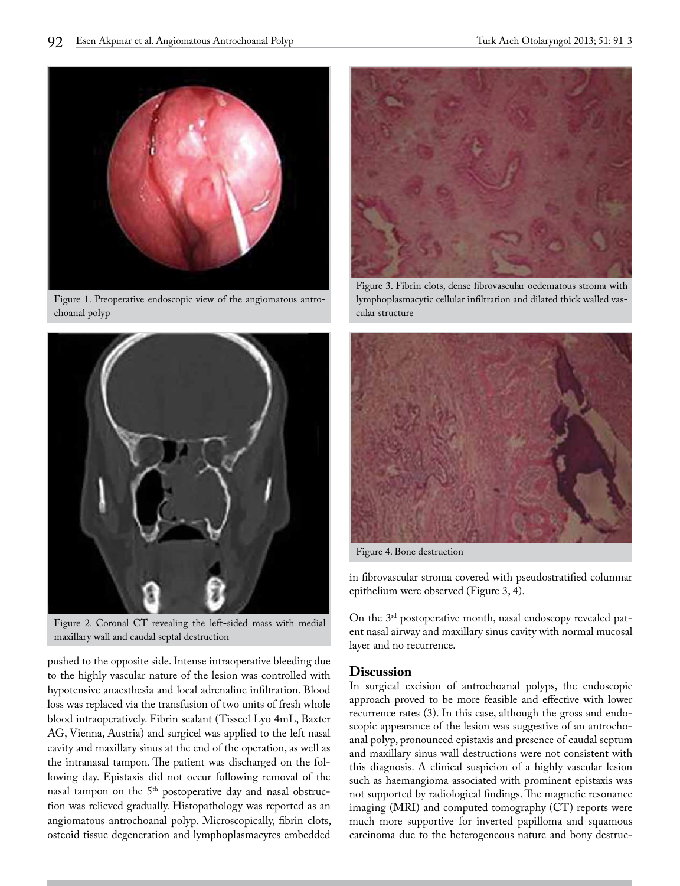Figure 1. Preoperative endoscopic view of the angiomatous antrochoanal polyp

Figure 2. Coronal CT revealing the left-sided mass with medial maxillary wall and caudal septal destruction

Figure 3. Fibrin clots, dense fibrovascular oedematous stroma with lymphoplasmacytic cellular infiltration and dilated thick walled vascular structure

Figure 4. Bone destruction

pushed to the opposite side. Intense intraoperative bleeding due to the highly vascular nature of the lesion was controlled with hypotensive anaesthesia and local adrenaline infiltration. Blood loss was replaced via the transfusion of two units of fresh whole blood intraoperatively. Fibrin sealant (Tisseel Lyo 4mL, Baxter AG, Vienna, Austria) and surgicel was applied to the left nasal cavity and maxillary sinus at the end of the operation, as well as the intranasal tampon. The patient was discharged on the following day. Epistaxis did not occur following removal of the nasal tampon on the 5th postoperative day and nasal obstruction was relieved gradually. Histopathology was reported as an angiomatous antrochoanal polyp. Microscopically, fibrin clots, osteoid tissue degeneration and lymphoplasmacytes embedded in fibrovascular stroma covered with pseudostratified columnar epithelium were observed (Figure 3, 4).

On the 3rd postoperative month, nasal endoscopy revealed patent nasal airway and maxillary sinus cavity with normal mucosal layer and no recurrence.

## Discussion

In surgical excision of antrochoanal polyps, the endoscopic approach proved to be more feasible and effective with lower recurrence rates (3). In this case, although the gross and endoscopic appearance of the lesion was suggestive of an antrochoanal polyp, pronounced epistaxis and presence of caudal septum and maxillary sinus wall destructions were not consistent with this diagnosis. A clinical suspicion of a highly vascular lesion such as haemangioma associated with prominent epistaxis was not supported by radiological findings. The magnetic resonance imaging (MRI) and computed tomography (CT) reports were much more supportive for inverted papilloma and squamous carcinoma due to the heterogeneous nature and bony destruc-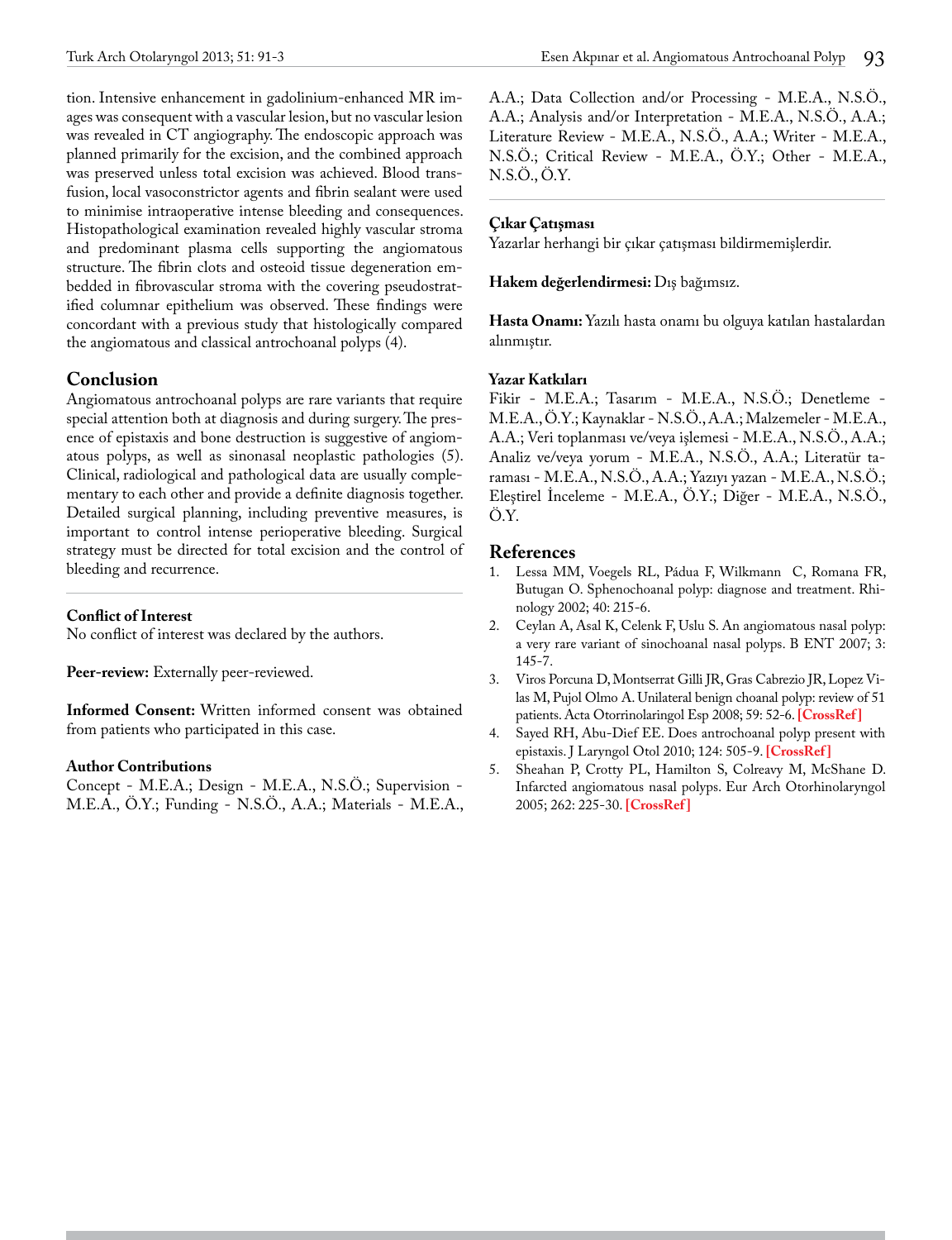tion. Intensive enhancement in gadolinium-enhanced MR images was consequent with a vascular lesion, but no vascular lesion was revealed in CT angiography. The endoscopic approach was planned primarily for the excision, and the combined approach was preserved unless total excision was achieved. Blood transfusion, local vasoconstrictor agents and fibrin sealant were used to minimise intraoperative intense bleeding and consequences. Histopathological examination revealed highly vascular stroma and predominant plasma cells supporting the angiomatous structure. The fibrin clots and osteoid tissue degeneration embedded in fibrovascular stroma with the covering pseudostratified columnar epithelium was observed. These findings were concordant with a previous study that histologically compared the angiomatous and classical antrochoanal polyps (4).

## Conclusion

Angiomatous antrochoanal polyps are rare variants that require special attention both at diagnosis and during surgery. The presence of epistaxis and bone destruction is suggestive of angiomatous polyps, as well as sinonasal neoplastic pathologies (5). Clinical, radiological and pathological data are usually complementary to each other and provide a definite diagnosis together. Detailed surgical planning, including preventive measures, is important to control intense perioperative bleeding. Surgical strategy must be directed for total excision and the control of bleeding and recurrence.

**Conflict of Interest**
No conflict of interest was declared by the authors.

**Peer-review:** Externally peer-reviewed.

**Informed Consent:** Written informed consent was obtained from patients who participated in this case.

**Author Contributions**
Concept - M.E.A.; Design - M.E.A., N.S.Ö.; Supervision - M.E.A., Ö.Y.; Funding - N.S.Ö., A.A.; Materials - M.E.A., A.A.; Data Collection and/or Processing - M.E.A., N.S.Ö., A.A.; Analysis and/or Interpretation - M.E.A., N.S.Ö., A.A.; Literature Review - M.E.A., N.S.Ö., A.A.; Writer - M.E.A., N.S.Ö.; Critical Review - M.E.A., Ö.Y.; Other - M.E.A., N.S.Ö., Ö.Y.

**Çıkar Çatışması**
Yazarlar herhangi bir çıkar çatışması bildirmemişlerdir.

**Hakem değerlendirmesi:** Dış bağımsız.

**Hasta Onamı:** Yazılı hasta onamı bu olguya katılan hastalardan alınmıştır.

**Yazar Katkıları**
Fikir - M.E.A.; Tasarım - M.E.A., N.S.Ö.; Denetleme - M.E.A., Ö.Y.; Kaynaklar - N.S.Ö., A.A.; Malzemeler - M.E.A., A.A.; Veri toplanması ve/veya işlemesi - M.E.A., N.S.Ö., A.A.; Analiz ve/veya yorum - M.E.A., N.S.Ö., A.A.; Literatür taraması - M.E.A., N.S.Ö., A.A.; Yazıyı yazan - M.E.A., N.S.Ö.; Eleştirel İnceleme - M.E.A., Ö.Y.; Diğer - M.E.A., N.S.Ö., Ö.Y.

## References

1. Lessa MM, Voegels RL, Pádua F, Wilkmann C, Romana FR, Butugan O. Sphenochoanal polyp: diagnose and treatment. Rhinology 2002; 40: 215-6.
2. Ceylan A, Asal K, Celenk F, Uslu S. An angiomatous nasal polyp: a very rare variant of sinochoanal nasal polyps. B ENT 2007; 3: 145-7.
3. Viros Porcuna D, Montserrat Gilli JR, Gras Cabrezio JR, Lopez Vilas M, Pujol Olmo A. Unilateral benign choanal polyp: review of 51 patients. Acta Otorrinolaringol Esp 2008; 59: 52-6. **[CrossRef]**
4. Sayed RH, Abu-Dief EE. Does antrochoanal polyp present with epistaxis. J Laryngol Otol 2010; 124: 505-9. **[CrossRef]**
5. Sheahan P, Crotty PL, Hamilton S, Colreavy M, McShane D. Infarcted angiomatous nasal polyps. Eur Arch Otorhinolaryngol 2005; 262: 225-30. **[CrossRef]**